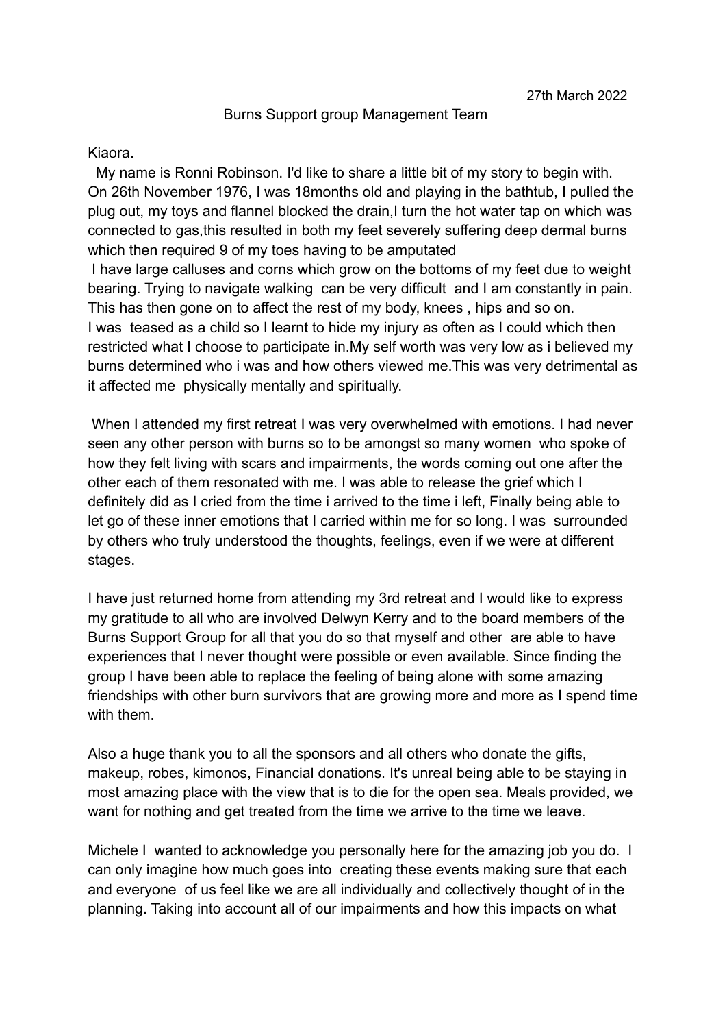27th March 2022

Burns Support group Management Team

Kiaora.

My name is Ronni Robinson. I'd like to share a little bit of my story to begin with. On 26th November 1976, I was 18months old and playing in the bathtub, I pulled the plug out, my toys and flannel blocked the drain,I turn the hot water tap on which was connected to gas,this resulted in both my feet severely suffering deep dermal burns which then required 9 of my toes having to be amputated

I have large calluses and corns which grow on the bottoms of my feet due to weight bearing. Trying to navigate walking can be very difficult and I am constantly in pain. This has then gone on to affect the rest of my body, knees , hips and so on.
I was teased as a child so I learnt to hide my injury as often as I could which then restricted what I choose to participate in.My self worth was very low as i believed my burns determined who i was and how others viewed me.This was very detrimental as it affected me physically mentally and spiritually.

When I attended my first retreat I was very overwhelmed with emotions. I had never seen any other person with burns so to be amongst so many women who spoke of how they felt living with scars and impairments, the words coming out one after the other each of them resonated with me. I was able to release the grief which I definitely did as I cried from the time i arrived to the time i left, Finally being able to let go of these inner emotions that I carried within me for so long. I was surrounded by others who truly understood the thoughts, feelings, even if we were at different stages.

I have just returned home from attending my 3rd retreat and I would like to express my gratitude to all who are involved Delwyn Kerry and to the board members of the Burns Support Group for all that you do so that myself and other are able to have experiences that I never thought were possible or even available. Since finding the group I have been able to replace the feeling of being alone with some amazing friendships with other burn survivors that are growing more and more as I spend time with them.

Also a huge thank you to all the sponsors and all others who donate the gifts, makeup, robes, kimonos, Financial donations. It's unreal being able to be staying in most amazing place with the view that is to die for the open sea. Meals provided, we want for nothing and get treated from the time we arrive to the time we leave.

Michele I wanted to acknowledge you personally here for the amazing job you do. I can only imagine how much goes into creating these events making sure that each and everyone of us feel like we are all individually and collectively thought of in the planning. Taking into account all of our impairments and how this impacts on what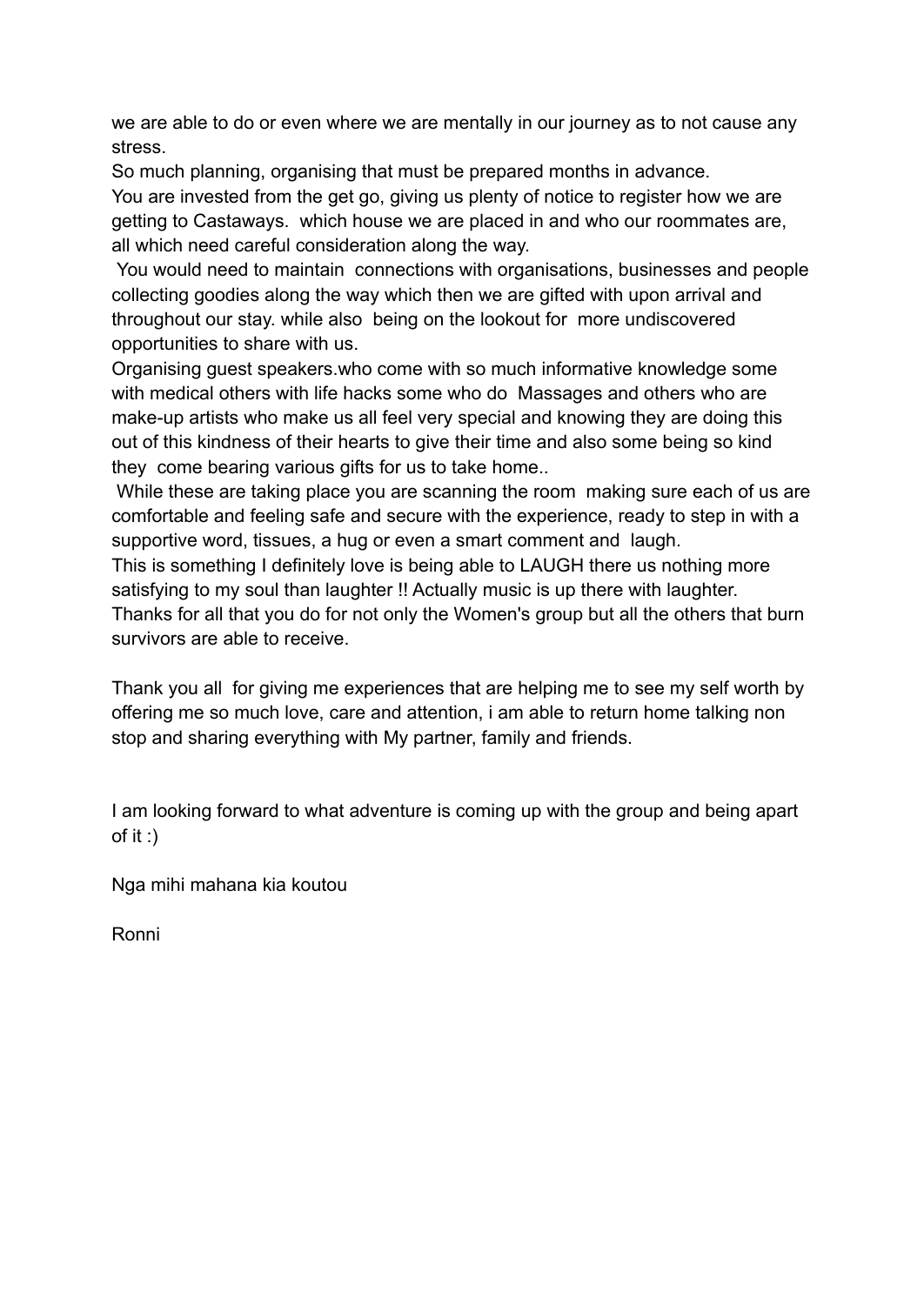we are able to do or even where we are mentally in our journey as to not cause any stress.
So much planning, organising that must be prepared months in advance.
You are invested from the get go, giving us plenty of notice to register how we are getting to Castaways. which house we are placed in and who our roommates are, all which need careful consideration along the way.
You would need to maintain connections with organisations, businesses and people collecting goodies along the way which then we are gifted with upon arrival and throughout our stay. while also being on the lookout for more undiscovered opportunities to share with us.
Organising guest speakers.who come with so much informative knowledge some with medical others with life hacks some who do Massages and others who are make-up artists who make us all feel very special and knowing they are doing this out of this kindness of their hearts to give their time and also some being so kind they come bearing various gifts for us to take home..
While these are taking place you are scanning the room making sure each of us are comfortable and feeling safe and secure with the experience, ready to step in with a supportive word, tissues, a hug or even a smart comment and laugh.
This is something I definitely love is being able to LAUGH there us nothing more satisfying to my soul than laughter !! Actually music is up there with laughter.
Thanks for all that you do for not only the Women's group but all the others that burn survivors are able to receive.

Thank you all for giving me experiences that are helping me to see my self worth by offering me so much love, care and attention, i am able to return home talking non stop and sharing everything with My partner, family and friends.

I am looking forward to what adventure is coming up with the group and being apart of it :)

Nga mihi mahana kia koutou

Ronni